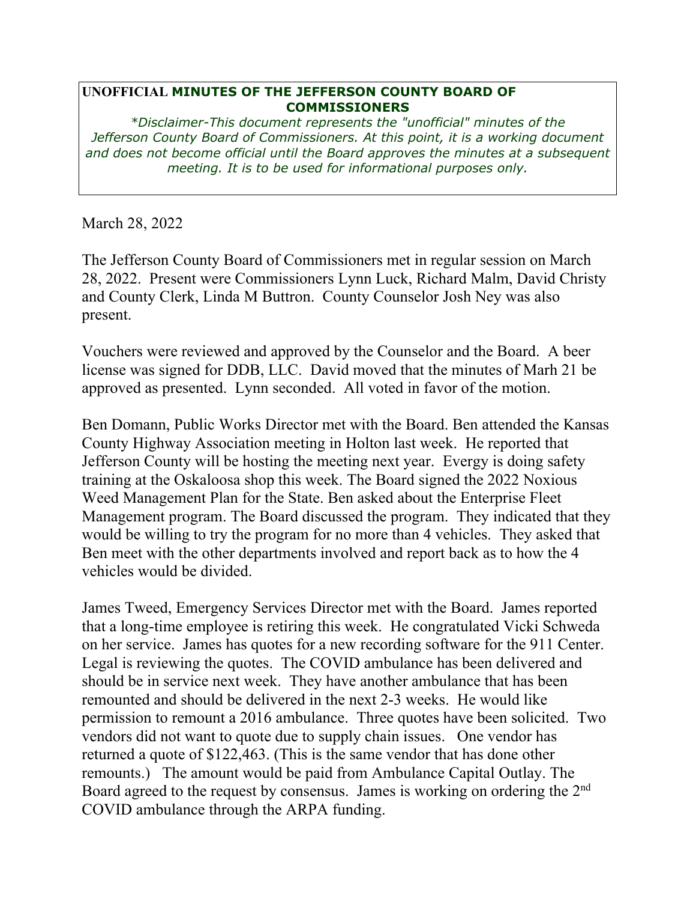**UNOFFICIAL MINUTES OF THE JEFFERSON COUNTY BOARD OF COMMISSIONERS**

*\*Disclaimer-This document represents the "unofficial" minutes of the Jefferson County Board of Commissioners. At this point, it is a working document and does not become official until the Board approves the minutes at a subsequent meeting. It is to be used for informational purposes only.*

March 28, 2022

The Jefferson County Board of Commissioners met in regular session on March 28, 2022. Present were Commissioners Lynn Luck, Richard Malm, David Christy and County Clerk, Linda M Buttron. County Counselor Josh Ney was also present.

Vouchers were reviewed and approved by the Counselor and the Board. A beer license was signed for DDB, LLC. David moved that the minutes of Marh 21 be approved as presented. Lynn seconded. All voted in favor of the motion.

Ben Domann, Public Works Director met with the Board. Ben attended the Kansas County Highway Association meeting in Holton last week. He reported that Jefferson County will be hosting the meeting next year. Evergy is doing safety training at the Oskaloosa shop this week. The Board signed the 2022 Noxious Weed Management Plan for the State. Ben asked about the Enterprise Fleet Management program. The Board discussed the program. They indicated that they would be willing to try the program for no more than 4 vehicles. They asked that Ben meet with the other departments involved and report back as to how the 4 vehicles would be divided.

James Tweed, Emergency Services Director met with the Board. James reported that a long-time employee is retiring this week. He congratulated Vicki Schweda on her service. James has quotes for a new recording software for the 911 Center. Legal is reviewing the quotes. The COVID ambulance has been delivered and should be in service next week. They have another ambulance that has been remounted and should be delivered in the next 2-3 weeks. He would like permission to remount a 2016 ambulance. Three quotes have been solicited. Two vendors did not want to quote due to supply chain issues. One vendor has returned a quote of $122,463. (This is the same vendor that has done other remounts.) The amount would be paid from Ambulance Capital Outlay. The Board agreed to the request by consensus. James is working on ordering the 2nd COVID ambulance through the ARPA funding.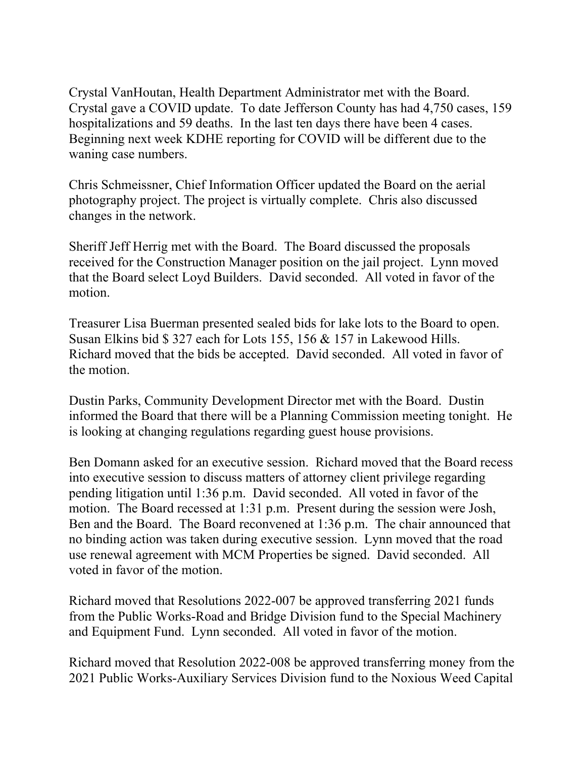Crystal VanHoutan, Health Department Administrator met with the Board. Crystal gave a COVID update. To date Jefferson County has had 4,750 cases, 159 hospitalizations and 59 deaths. In the last ten days there have been 4 cases. Beginning next week KDHE reporting for COVID will be different due to the waning case numbers.

Chris Schmeissner, Chief Information Officer updated the Board on the aerial photography project. The project is virtually complete. Chris also discussed changes in the network.

Sheriff Jeff Herrig met with the Board. The Board discussed the proposals received for the Construction Manager position on the jail project. Lynn moved that the Board select Loyd Builders. David seconded. All voted in favor of the motion.

Treasurer Lisa Buerman presented sealed bids for lake lots to the Board to open. Susan Elkins bid $ 327 each for Lots 155, 156 & 157 in Lakewood Hills. Richard moved that the bids be accepted. David seconded. All voted in favor of the motion.

Dustin Parks, Community Development Director met with the Board. Dustin informed the Board that there will be a Planning Commission meeting tonight. He is looking at changing regulations regarding guest house provisions.

Ben Domann asked for an executive session. Richard moved that the Board recess into executive session to discuss matters of attorney client privilege regarding pending litigation until 1:36 p.m. David seconded. All voted in favor of the motion. The Board recessed at 1:31 p.m. Present during the session were Josh, Ben and the Board. The Board reconvened at 1:36 p.m. The chair announced that no binding action was taken during executive session. Lynn moved that the road use renewal agreement with MCM Properties be signed. David seconded. All voted in favor of the motion.

Richard moved that Resolutions 2022-007 be approved transferring 2021 funds from the Public Works-Road and Bridge Division fund to the Special Machinery and Equipment Fund. Lynn seconded. All voted in favor of the motion.

Richard moved that Resolution 2022-008 be approved transferring money from the 2021 Public Works-Auxiliary Services Division fund to the Noxious Weed Capital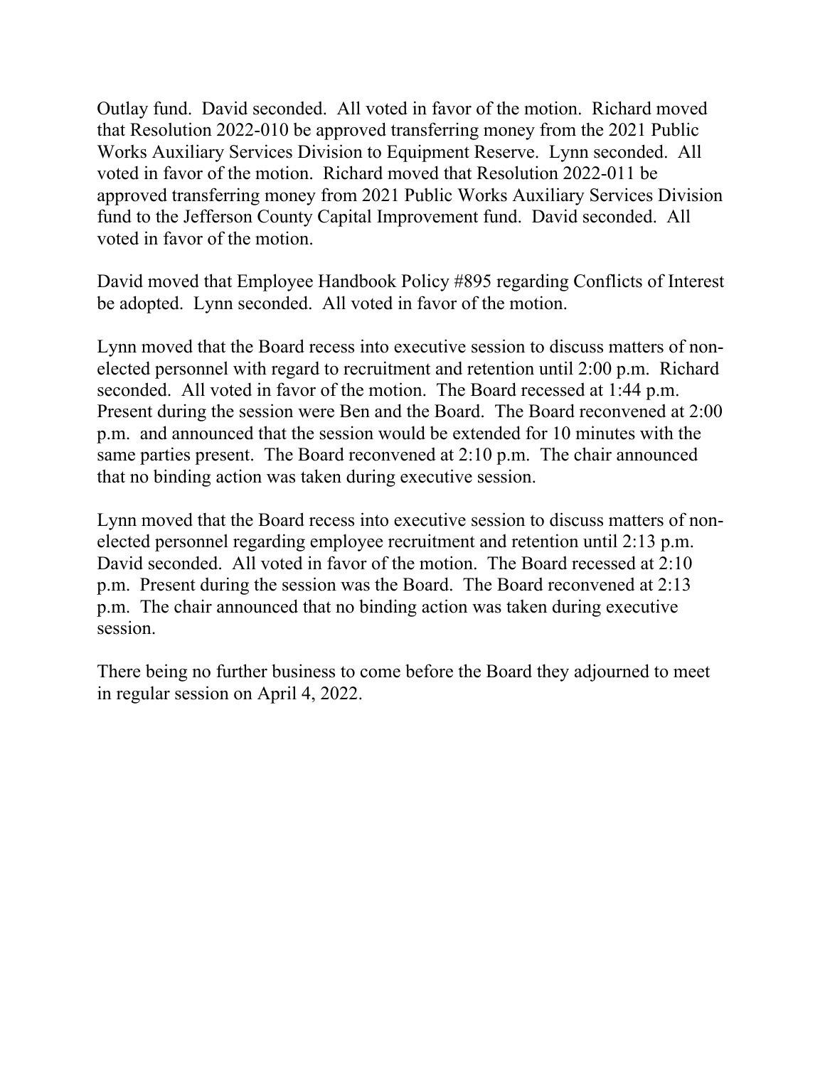Outlay fund. David seconded. All voted in favor of the motion. Richard moved that Resolution 2022-010 be approved transferring money from the 2021 Public Works Auxiliary Services Division to Equipment Reserve. Lynn seconded. All voted in favor of the motion. Richard moved that Resolution 2022-011 be approved transferring money from 2021 Public Works Auxiliary Services Division fund to the Jefferson County Capital Improvement fund. David seconded. All voted in favor of the motion.

David moved that Employee Handbook Policy #895 regarding Conflicts of Interest be adopted. Lynn seconded. All voted in favor of the motion.

Lynn moved that the Board recess into executive session to discuss matters of non-elected personnel with regard to recruitment and retention until 2:00 p.m. Richard seconded. All voted in favor of the motion. The Board recessed at 1:44 p.m. Present during the session were Ben and the Board. The Board reconvened at 2:00 p.m. and announced that the session would be extended for 10 minutes with the same parties present. The Board reconvened at 2:10 p.m. The chair announced that no binding action was taken during executive session.

Lynn moved that the Board recess into executive session to discuss matters of non-elected personnel regarding employee recruitment and retention until 2:13 p.m. David seconded. All voted in favor of the motion. The Board recessed at 2:10 p.m. Present during the session was the Board. The Board reconvened at 2:13 p.m. The chair announced that no binding action was taken during executive session.

There being no further business to come before the Board they adjourned to meet in regular session on April 4, 2022.